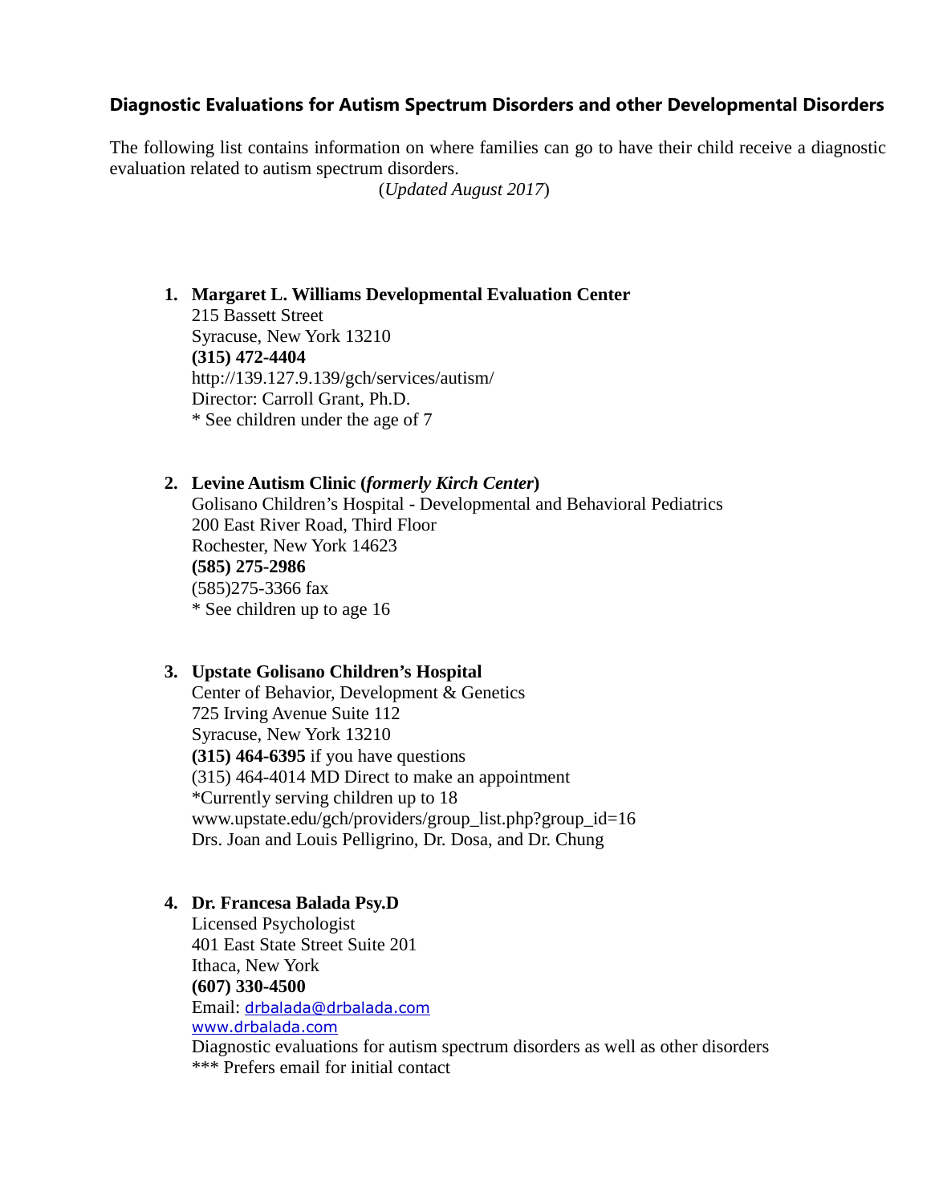## Diagnostic Evaluations for Autism Spectrum Disorders and other Developmental Disorders

The following list contains information on where families can go to have their child receive a diagnostic evaluation related to autism spectrum disorders.

(*Updated August 2017*)

1. **Margaret L. Williams Developmental Evaluation Center**
   215 Bassett Street
   Syracuse, New York 13210
   **(315) 472-4404**
   http://139.127.9.139/gch/services/autism/
   Director: Carroll Grant, Ph.D.
   * See children under the age of 7

2. **Levine Autism Clinic (*formerly Kirch Center*)**
   Golisano Children's Hospital - Developmental and Behavioral Pediatrics
   200 East River Road, Third Floor
   Rochester, New York 14623
   **(585) 275-2986**
   (585)275-3366 fax
   * See children up to age 16

3. **Upstate Golisano Children's Hospital**
   Center of Behavior, Development & Genetics
   725 Irving Avenue Suite 112
   Syracuse, New York 13210
   **(315) 464-6395** if you have questions
   (315) 464-4014 MD Direct to make an appointment
   *Currently serving children up to 18
   www.upstate.edu/gch/providers/group_list.php?group_id=16
   Drs. Joan and Louis Pelligrino, Dr. Dosa, and Dr. Chung

4. **Dr. Francesa Balada Psy.D**
   Licensed Psychologist
   401 East State Street Suite 201
   Ithaca, New York
   **(607) 330-4500**
   Email: drbalada@drbalada.com
   www.drbalada.com
   Diagnostic evaluations for autism spectrum disorders as well as other disorders
   *** Prefers email for initial contact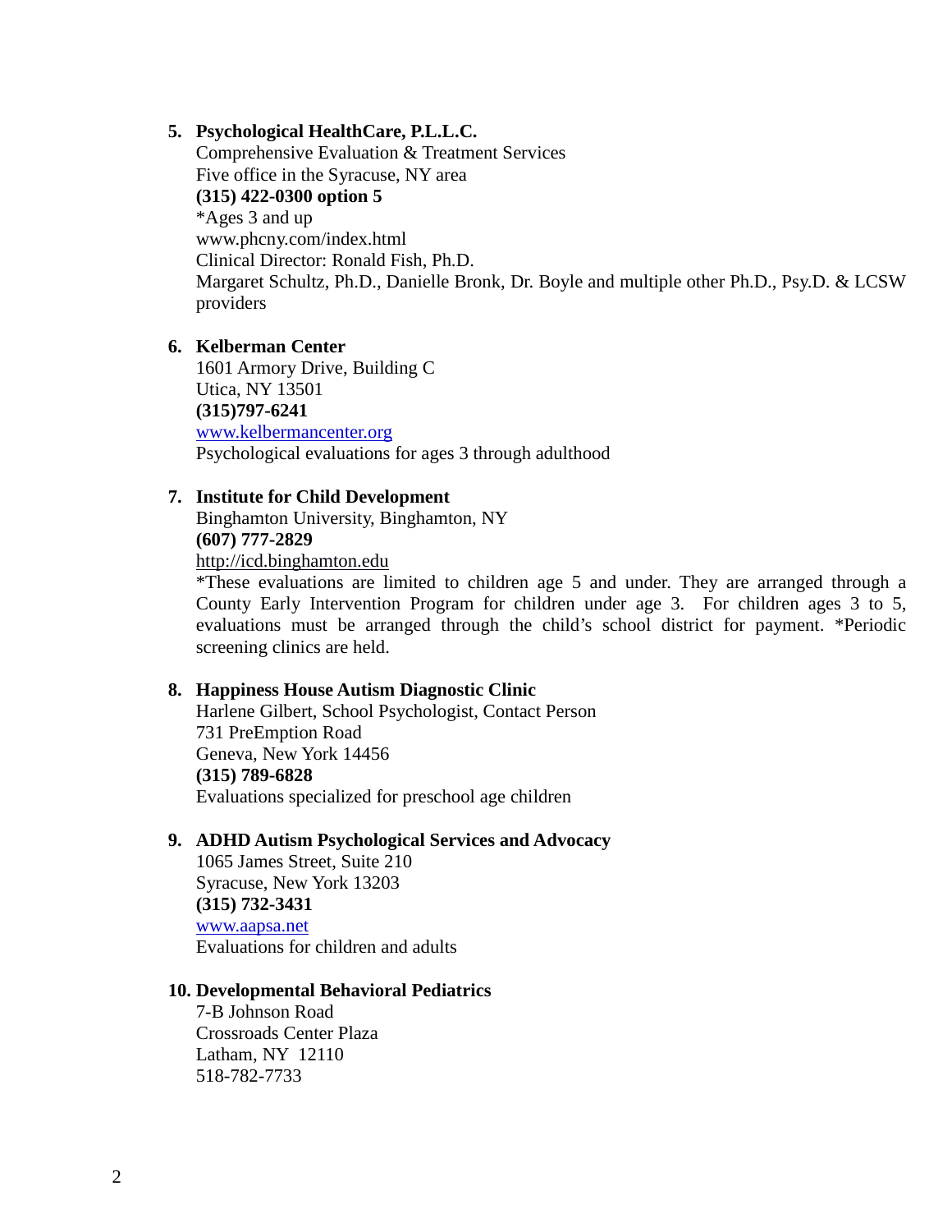5. **Psychological HealthCare, P.L.L.C.**
   Comprehensive Evaluation & Treatment Services
   Five office in the Syracuse, NY area
   **(315) 422-0300 option 5**
   *Ages 3 and up
   www.phcny.com/index.html
   Clinical Director: Ronald Fish, Ph.D.
   Margaret Schultz, Ph.D., Danielle Bronk, Dr. Boyle and multiple other Ph.D., Psy.D. & LCSW providers

6. **Kelberman Center**
   1601 Armory Drive, Building C
   Utica, NY 13501
   **(315)797-6241**
   www.kelbermancenter.org
   Psychological evaluations for ages 3 through adulthood

7. **Institute for Child Development**
   Binghamton University, Binghamton, NY
   **(607) 777-2829**
   http://icd.binghamton.edu
   *These evaluations are limited to children age 5 and under. They are arranged through a County Early Intervention Program for children under age 3. For children ages 3 to 5, evaluations must be arranged through the child's school district for payment. *Periodic screening clinics are held.

8. **Happiness House Autism Diagnostic Clinic**
   Harlene Gilbert, School Psychologist, Contact Person
   731 PreEmption Road
   Geneva, New York 14456
   **(315) 789-6828**
   Evaluations specialized for preschool age children

9. **ADHD Autism Psychological Services and Advocacy**
   1065 James Street, Suite 210
   Syracuse, New York 13203
   **(315) 732-3431**
   www.aapsa.net
   Evaluations for children and adults

10. **Developmental Behavioral Pediatrics**
    7-B Johnson Road
    Crossroads Center Plaza
    Latham, NY 12110
    518-782-7733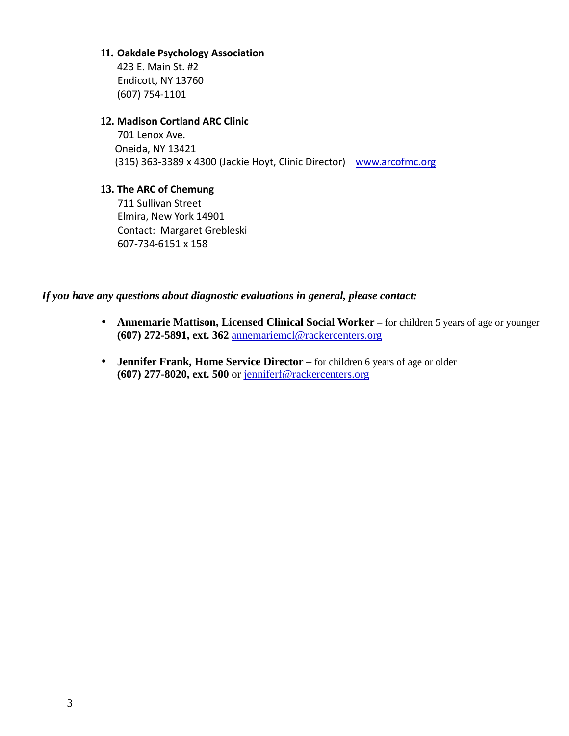11. **Oakdale Psychology Association**
    423 E. Main St. #2
    Endicott, NY 13760
    (607) 754-1101

12. **Madison Cortland ARC Clinic**
    701 Lenox Ave.
    Oneida, NY 13421
    (315) 363-3389 x 4300 (Jackie Hoyt, Clinic Director) www.arcofmc.org

13. **The ARC of Chemung**
    711 Sullivan Street
    Elmira, New York 14901
    Contact: Margaret Grebleski
    607-734-6151 x 158

***If you have any questions about diagnostic evaluations in general, please contact:***

- **Annemarie Mattison, Licensed Clinical Social Worker** – for children 5 years of age or younger
  **(607) 272-5891, ext. 362** annemariemcl@rackercenters.org

- **Jennifer Frank, Home Service Director** – for children 6 years of age or older
  **(607) 277-8020, ext. 500** or jenniferf@rackercenters.org